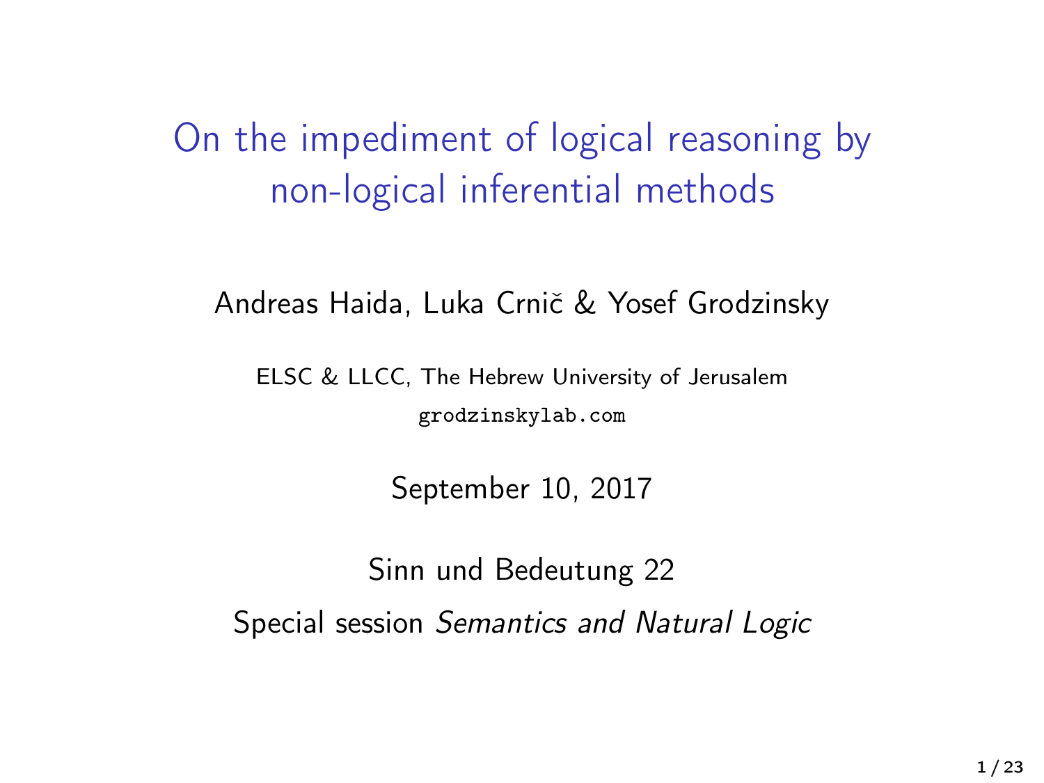# On the impediment of logical reasoning by non-logical inferential methods

Andreas Haida, Luka Crnič & Yosef Grodzinsky

ELSC & LLCC, The Hebrew University of Jerusalem

`grodzinskylab.com`

September 10, 2017

Sinn und Bedeutung 22

Special session *Semantics and Natural Logic*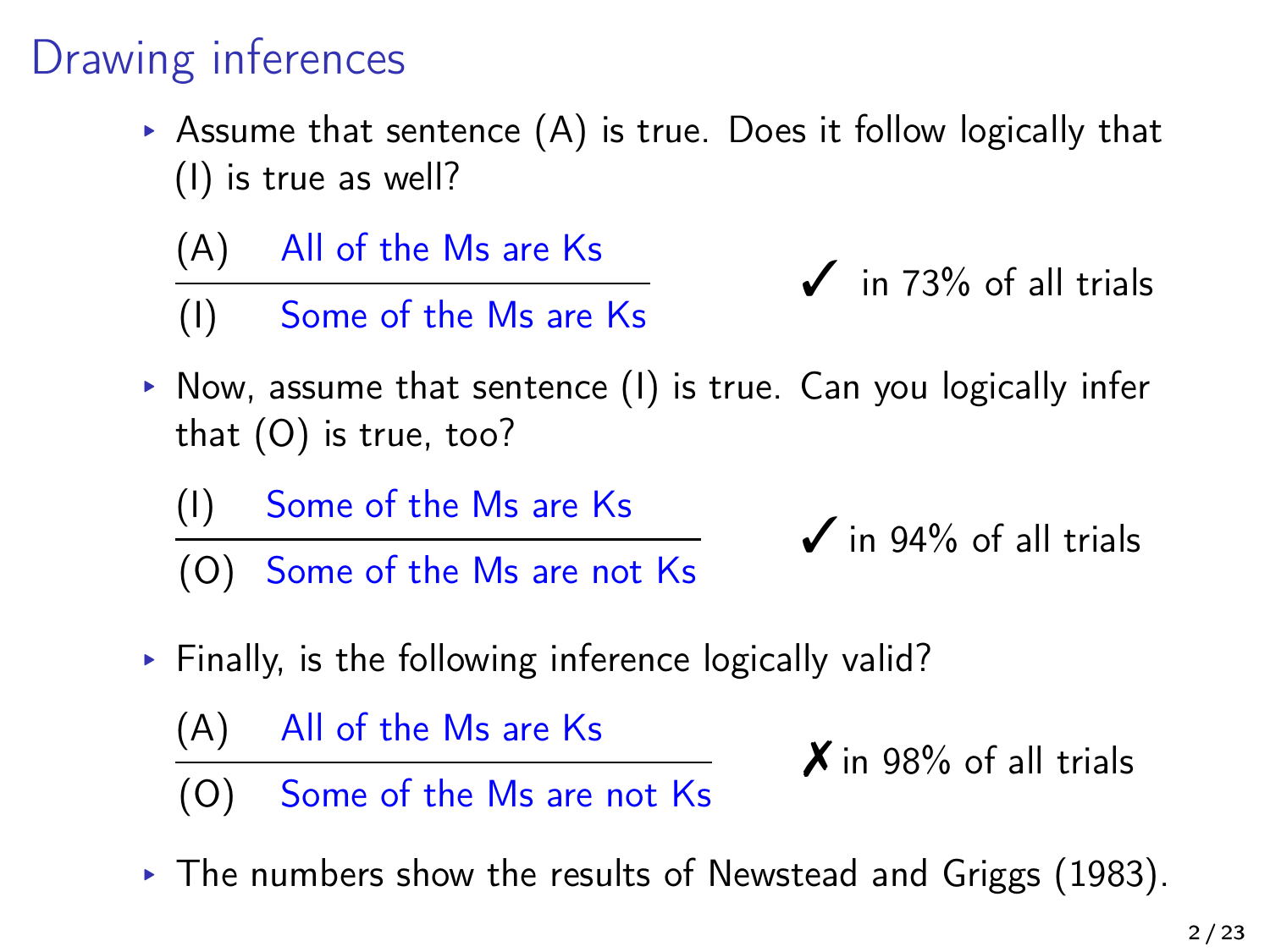# Drawing inferences

- Assume that sentence (A) is true. Does it follow logically that (I) is true as well?

  (A) All of the Ms are Ks
  
  (I) Some of the Ms are Ks

  ✓ in 73% of all trials

- Now, assume that sentence (I) is true. Can you logically infer that (O) is true, too?

  (I) Some of the Ms are Ks
  
  (O) Some of the Ms are not Ks

  ✓ in 94% of all trials

- Finally, is the following inference logically valid?

  (A) All of the Ms are Ks
  
  (O) Some of the Ms are not Ks

  ✗ in 98% of all trials

- The numbers show the results of Newstead and Griggs (1983).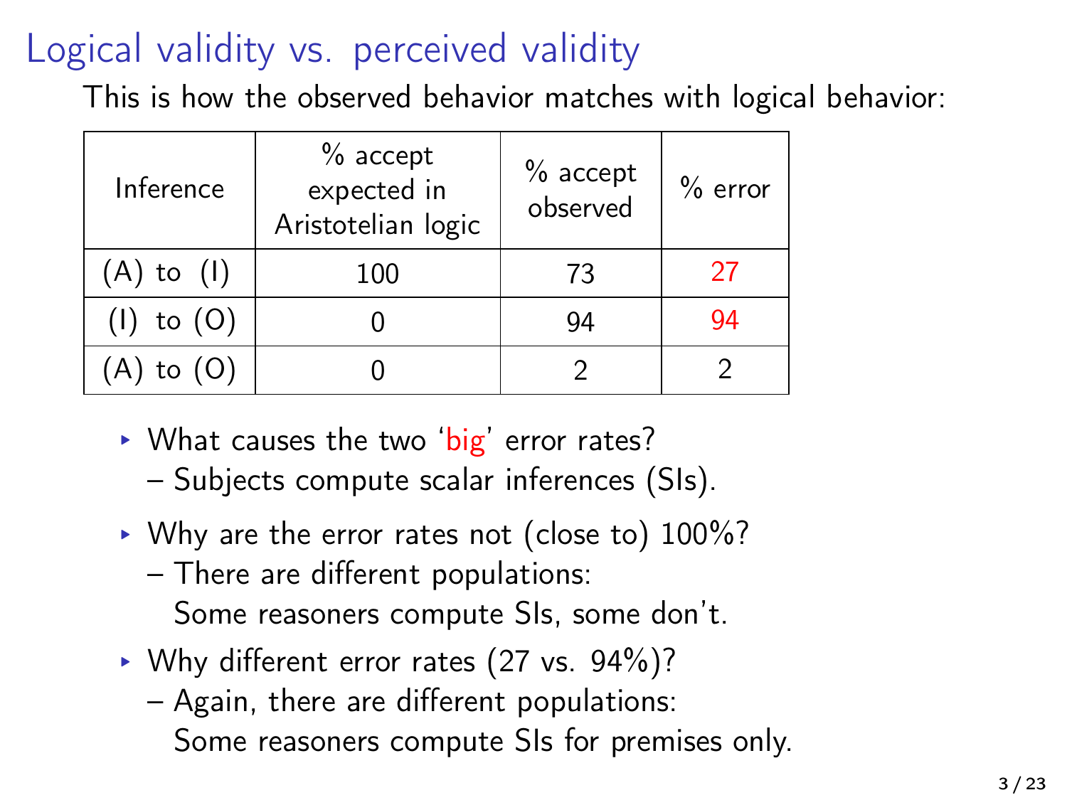# Logical validity vs. perceived validity

This is how the observed behavior matches with logical behavior:

| Inference | % accept expected in Aristotelian logic | % accept observed | % error |
|---|---|---|---|
| (A) to (I) | 100 | 73 | 27 |
| (I) to (O) | 0 | 94 | 94 |
| (A) to (O) | 0 | 2 | 2 |

- What causes the two 'big' error rates?
  - Subjects compute scalar inferences (SIs).
- Why are the error rates not (close to) 100%?
  - There are different populations:
    Some reasoners compute SIs, some don't.
- Why different error rates (27 vs. 94%)?
  - Again, there are different populations:
    Some reasoners compute SIs for premises only.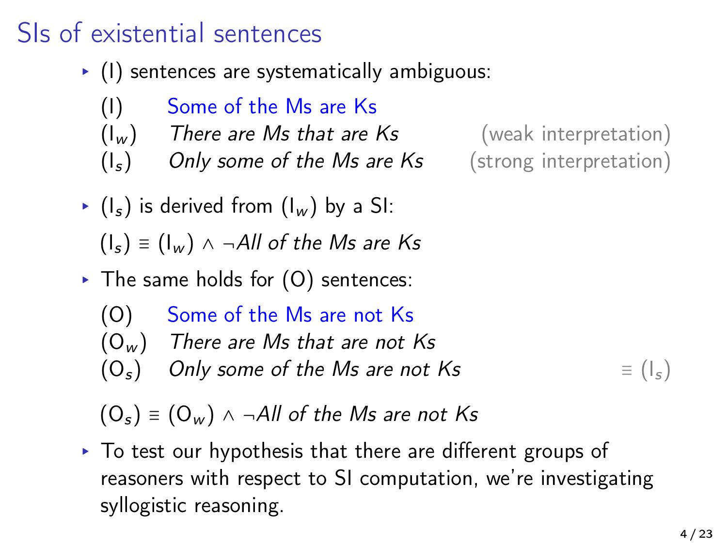# SIs of existential sentences

- (I) sentences are systematically ambiguous:

  (I) Some of the Ms are Ks
  ($I_w$) *There are Ms that are Ks* (weak interpretation)
  ($I_s$) *Only some of the Ms are Ks* (strong interpretation)

- ($I_s$) is derived from ($I_w$) by a SI:

  ($I_s$) ≡ ($I_w$) $\wedge$ $\neg$*All of the Ms are Ks*

- The same holds for (O) sentences:

  (O) Some of the Ms are not Ks
  ($O_w$) *There are Ms that are not Ks*
  ($O_s$) *Only some of the Ms are not Ks* ≡ ($I_s$)

  ($O_s$) ≡ ($O_w$) $\wedge$ $\neg$*All of the Ms are not Ks*

- To test our hypothesis that there are different groups of reasoners with respect to SI computation, we're investigating syllogistic reasoning.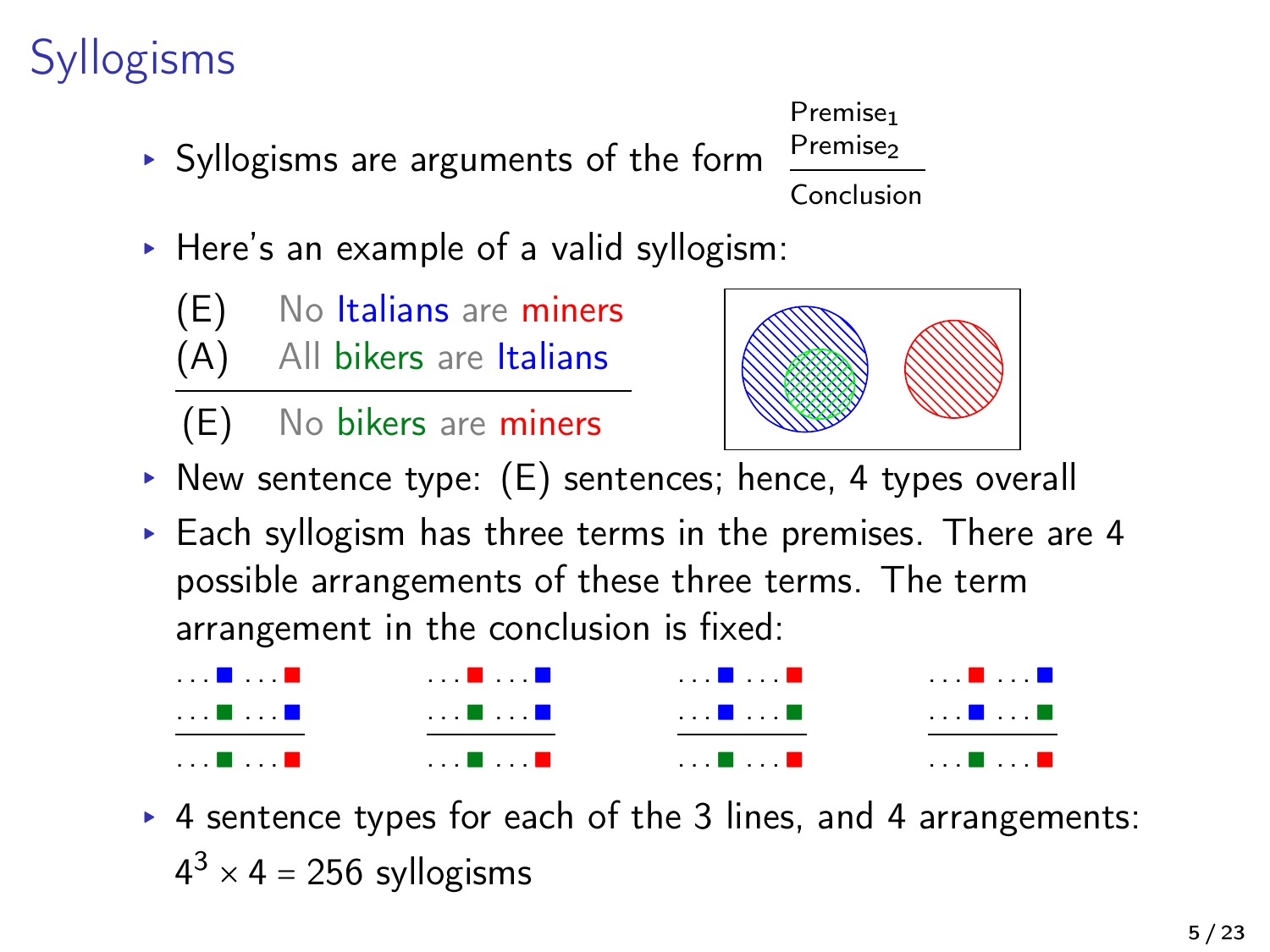# Syllogisms

- Syllogisms are arguments of the form

$$\frac{\begin{array}{l}\text{Premise}_1\\ \text{Premise}_2\end{array}}{\text{Conclusion}}$$

- Here's an example of a valid syllogism:

(E) No Italians are miners
(A) All bikers are Italians

---

(E) No bikers are miners

- New sentence type: (E) sentences; hence, 4 types overall
- Each syllogism has three terms in the premises. There are 4 possible arrangements of these three terms. The term arrangement in the conclusion is fixed:

| | | | |
|---|---|---|---|
| ... ■ ... ■ (blue, red) | ... ■ ... ■ (red, blue) | ... ■ ... ■ (blue, red) | ... ■ ... ■ (red, blue) |
| ... ■ ... ■ (green, blue) | ... ■ ... ■ (green, blue) | ... ■ ... ■ (blue, green) | ... ■ ... ■ (blue, green) |
| ... ■ ... ■ (green, red) | ... ■ ... ■ (green, red) | ... ■ ... ■ (green, red) | ... ■ ... ■ (green, red) |

- 4 sentence types for each of the 3 lines, and 4 arrangements: $4^3 \times 4 = 256$ syllogisms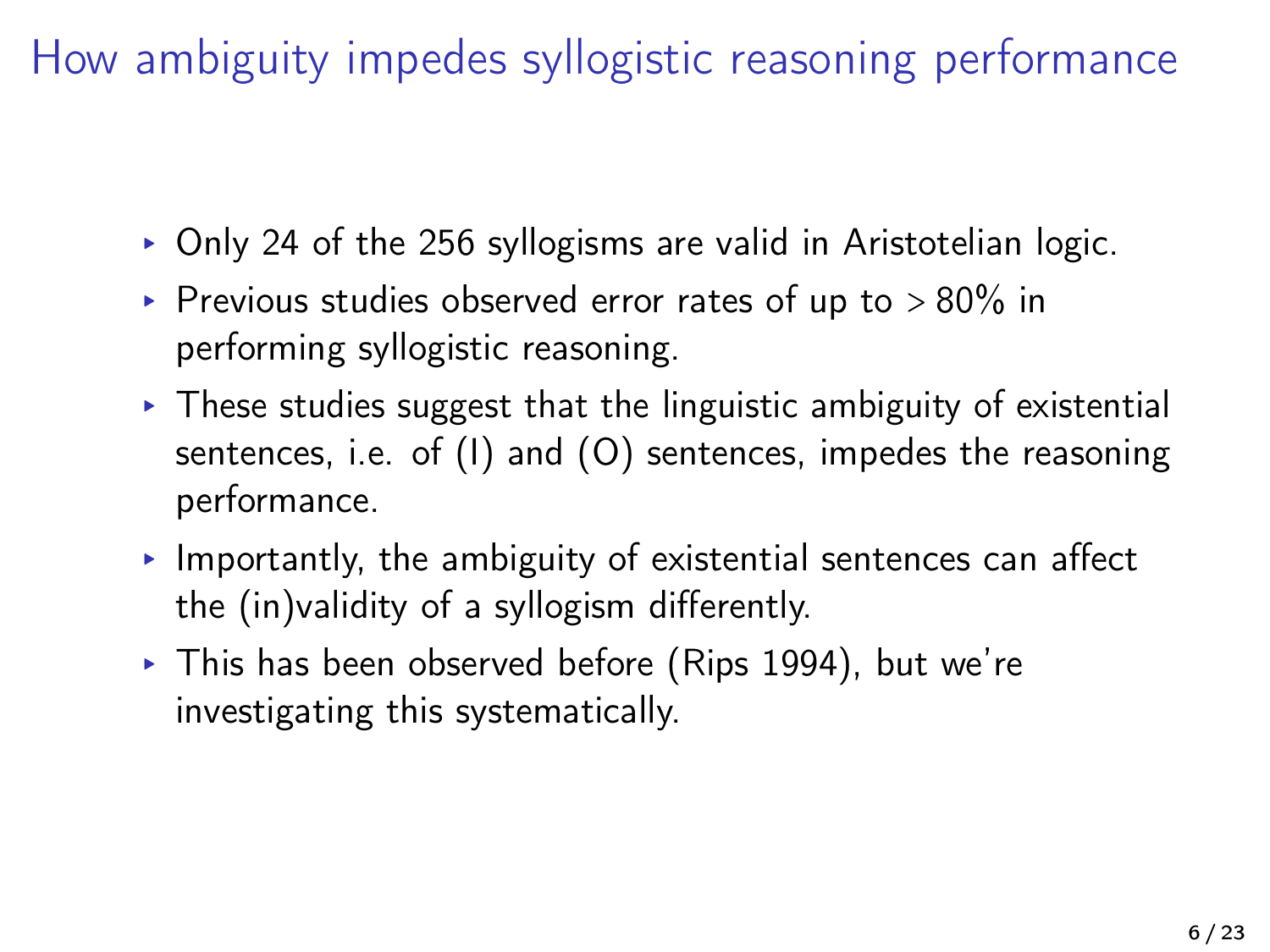# How ambiguity impedes syllogistic reasoning performance

- Only 24 of the 256 syllogisms are valid in Aristotelian logic.
- Previous studies observed error rates of up to $> 80\%$ in performing syllogistic reasoning.
- These studies suggest that the linguistic ambiguity of existential sentences, i.e. of (I) and (O) sentences, impedes the reasoning performance.
- Importantly, the ambiguity of existential sentences can affect the (in)validity of a syllogism differently.
- This has been observed before (Rips 1994), but we're investigating this systematically.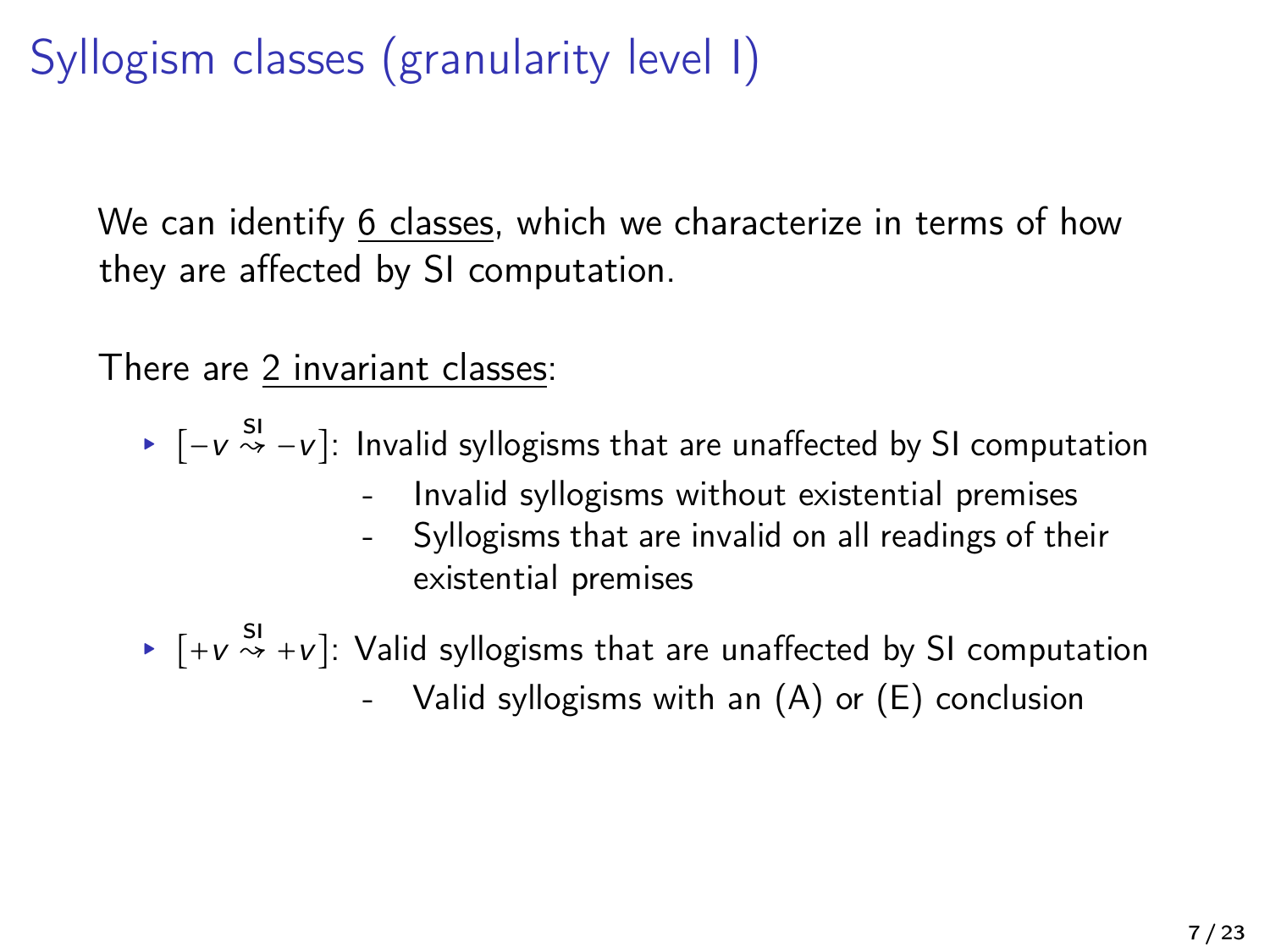# Syllogism classes (granularity level I)

We can identify <u>6 classes</u>, which we characterize in terms of how they are affected by SI computation.

There are <u>2 invariant classes</u>:

- $[-v \overset{\text{SI}}{\rightsquigarrow} -v]$: Invalid syllogisms that are unaffected by SI computation
  - Invalid syllogisms without existential premises
  - Syllogisms that are invalid on all readings of their existential premises
- $[+v \overset{\text{SI}}{\rightsquigarrow} +v]$: Valid syllogisms that are unaffected by SI computation
  - Valid syllogisms with an (A) or (E) conclusion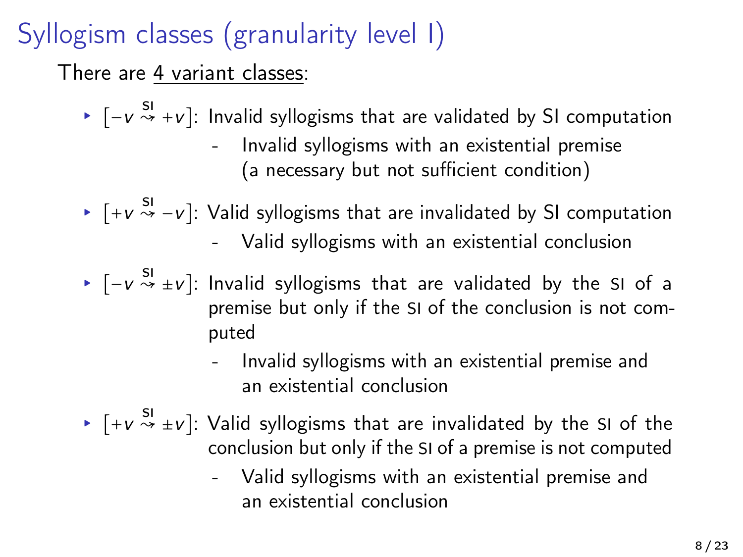# Syllogism classes (granularity level I)

There are <u>4 variant classes</u>:

- $[-v \overset{\text{SI}}{\rightsquigarrow} +v]$: Invalid syllogisms that are validated by SI computation
  - Invalid syllogisms with an existential premise (a necessary but not sufficient condition)
- $[+v \overset{\text{SI}}{\rightsquigarrow} -v]$: Valid syllogisms that are invalidated by SI computation
  - Valid syllogisms with an existential conclusion
- $[-v \overset{\text{SI}}{\rightsquigarrow} \pm v]$: Invalid syllogisms that are validated by the SI of a premise but only if the SI of the conclusion is not computed
  - Invalid syllogisms with an existential premise and an existential conclusion
- $[+v \overset{\text{SI}}{\rightsquigarrow} \pm v]$: Valid syllogisms that are invalidated by the SI of the conclusion but only if the SI of a premise is not computed
  - Valid syllogisms with an existential premise and an existential conclusion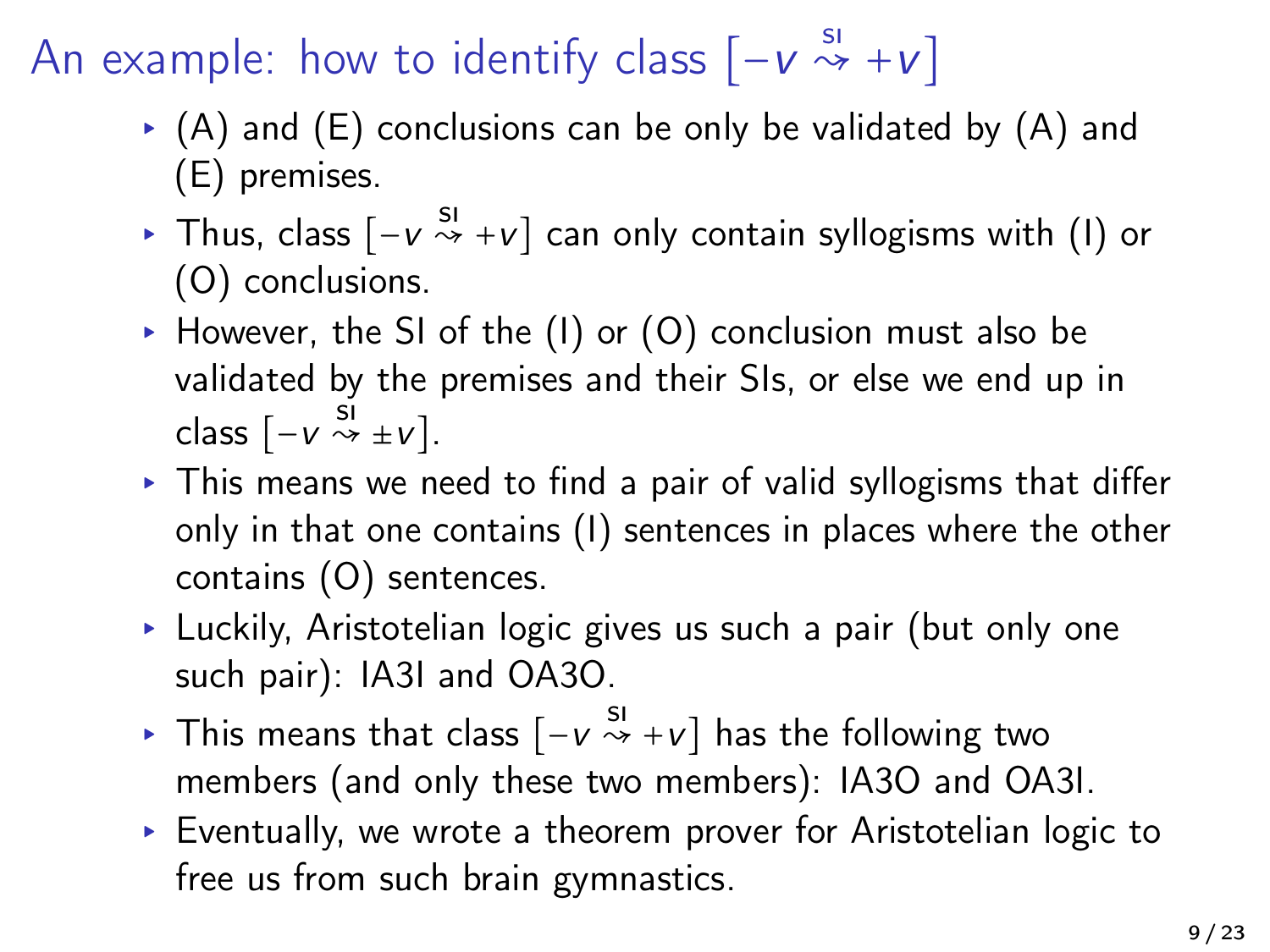# An example: how to identify class $[-v \overset{\text{SI}}{\rightsquigarrow} +v]$

- (A) and (E) conclusions can be only be validated by (A) and (E) premises.
- Thus, class $[-v \overset{\text{SI}}{\rightsquigarrow} +v]$ can only contain syllogisms with (I) or (O) conclusions.
- However, the SI of the (I) or (O) conclusion must also be validated by the premises and their SIs, or else we end up in class $[-v \overset{\text{SI}}{\rightsquigarrow} \pm v]$.
- This means we need to find a pair of valid syllogisms that differ only in that one contains (I) sentences in places where the other contains (O) sentences.
- Luckily, Aristotelian logic gives us such a pair (but only one such pair): IA3I and OA3O.
- This means that class $[-v \overset{\text{SI}}{\rightsquigarrow} +v]$ has the following two members (and only these two members): IA3O and OA3I.
- Eventually, we wrote a theorem prover for Aristotelian logic to free us from such brain gymnastics.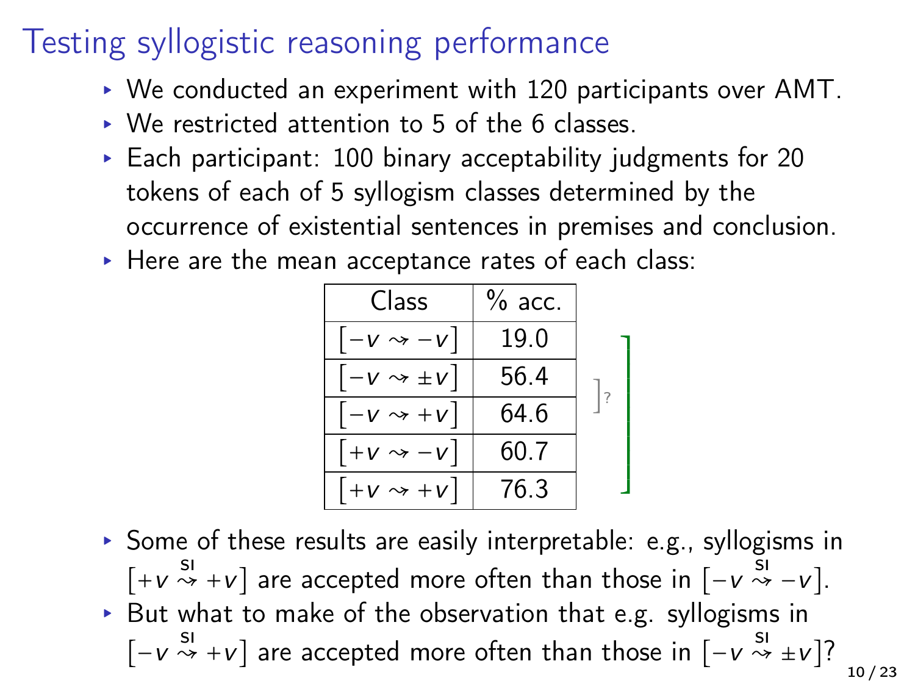# Testing syllogistic reasoning performance

- We conducted an experiment with 120 participants over AMT.
- We restricted attention to 5 of the 6 classes.
- Each participant: 100 binary acceptability judgments for 20 tokens of each of 5 syllogism classes determined by the occurrence of existential sentences in premises and conclusion.
- Here are the mean acceptance rates of each class:

| Class | % acc. |
|---|---|
| $[-v \rightsquigarrow -v]$ | 19.0 |
| $[-v \rightsquigarrow \pm v]$ | 56.4 |
| $[-v \rightsquigarrow +v]$ | 64.6 |
| $[+v \rightsquigarrow -v]$ | 60.7 |
| $[+v \rightsquigarrow +v]$ | 76.3 |

- Some of these results are easily interpretable: e.g., syllogisms in $[+v \overset{\text{SI}}{\rightsquigarrow} +v]$ are accepted more often than those in $[-v \overset{\text{SI}}{\rightsquigarrow} -v]$.
- But what to make of the observation that e.g. syllogisms in $[-v \overset{\text{SI}}{\rightsquigarrow} +v]$ are accepted more often than those in $[-v \overset{\text{SI}}{\rightsquigarrow} \pm v]$?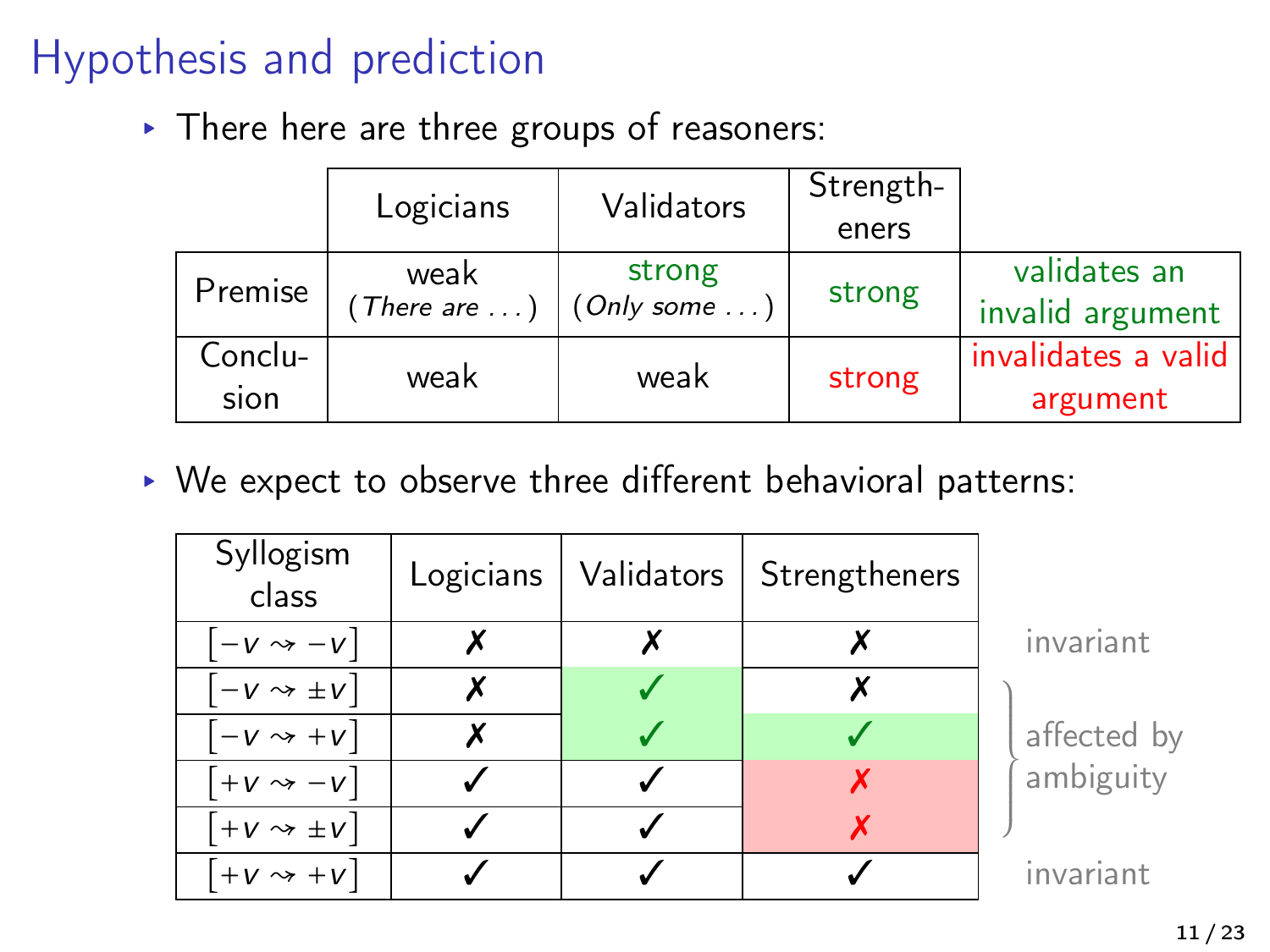# Hypothesis and prediction

- There here are three groups of reasoners:

| | Logicians | Validators | Strength-eners | |
|---|---|---|---|---|
| Premise | weak (*There are ...*) | strong (*Only some ...*) | strong | validates an invalid argument |
| Conclu-sion | weak | weak | strong | invalidates a valid argument |

- We expect to observe three different behavioral patterns:

| Syllogism class | Logicians | Validators | Strengtheners | |
|---|---|---|---|---|
| $[-v \rightsquigarrow -v]$ | ✗ | ✗ | ✗ | invariant |
| $[-v \rightsquigarrow \pm v]$ | ✗ | ✓ | ✗ | affected by ambiguity |
| $[-v \rightsquigarrow +v]$ | ✗ | ✓ | ✓ | affected by ambiguity |
| $[+v \rightsquigarrow -v]$ | ✓ | ✓ | ✗ | affected by ambiguity |
| $[+v \rightsquigarrow \pm v]$ | ✓ | ✓ | ✗ | affected by ambiguity |
| $[+v \rightsquigarrow +v]$ | ✓ | ✓ | ✓ | invariant |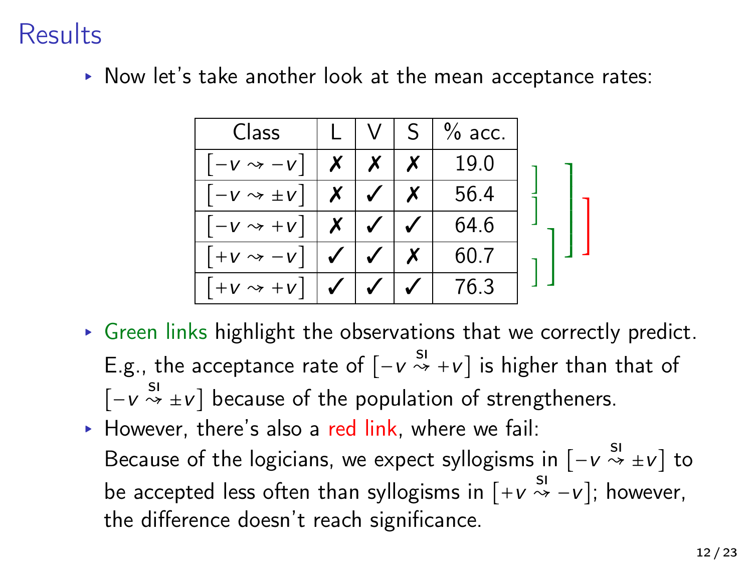# Results

- Now let's take another look at the mean acceptance rates:

| Class | L | V | S | % acc. |
|---|---|---|---|---|
| $[-v \rightsquigarrow -v]$ | ✗ | ✗ | ✗ | 19.0 |
| $[-v \rightsquigarrow \pm v]$ | ✗ | ✓ | ✗ | 56.4 |
| $[-v \rightsquigarrow +v]$ | ✗ | ✓ | ✓ | 64.6 |
| $[+v \rightsquigarrow -v]$ | ✓ | ✓ | ✗ | 60.7 |
| $[+v \rightsquigarrow +v]$ | ✓ | ✓ | ✓ | 76.3 |

- Green links highlight the observations that we correctly predict. E.g., the acceptance rate of $[-v \overset{\text{SI}}{\rightsquigarrow} +v]$ is higher than that of $[-v \overset{\text{SI}}{\rightsquigarrow} \pm v]$ because of the population of strengtheners.
- However, there's also a red link, where we fail: Because of the logicians, we expect syllogisms in $[-v \overset{\text{SI}}{\rightsquigarrow} \pm v]$ to be accepted less often than syllogisms in $[+v \overset{\text{SI}}{\rightsquigarrow} -v]$; however, the difference doesn't reach significance.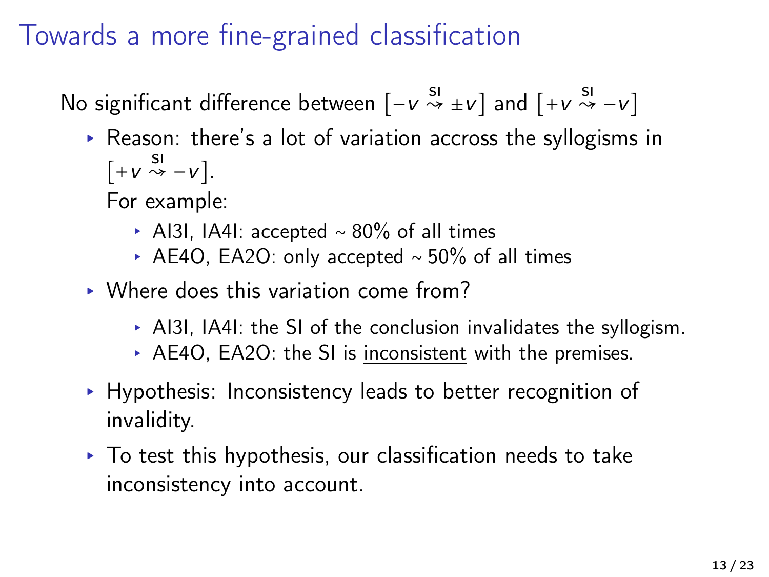# Towards a more fine-grained classification

No significant difference between $[-v \overset{\text{SI}}{\rightsquigarrow} \pm v]$ and $[+v \overset{\text{SI}}{\rightsquigarrow} -v]$

- Reason: there's a lot of variation accross the syllogisms in $[+v \overset{\text{SI}}{\rightsquigarrow} -v]$.
  For example:
  - AI3I, IA4I: accepted ~ 80% of all times
  - AE4O, EA2O: only accepted ~ 50% of all times
- Where does this variation come from?
  - AI3I, IA4I: the SI of the conclusion invalidates the syllogism.
  - AE4O, EA2O: the SI is <u>inconsistent</u> with the premises.
- Hypothesis: Inconsistency leads to better recognition of invalidity.
- To test this hypothesis, our classification needs to take inconsistency into account.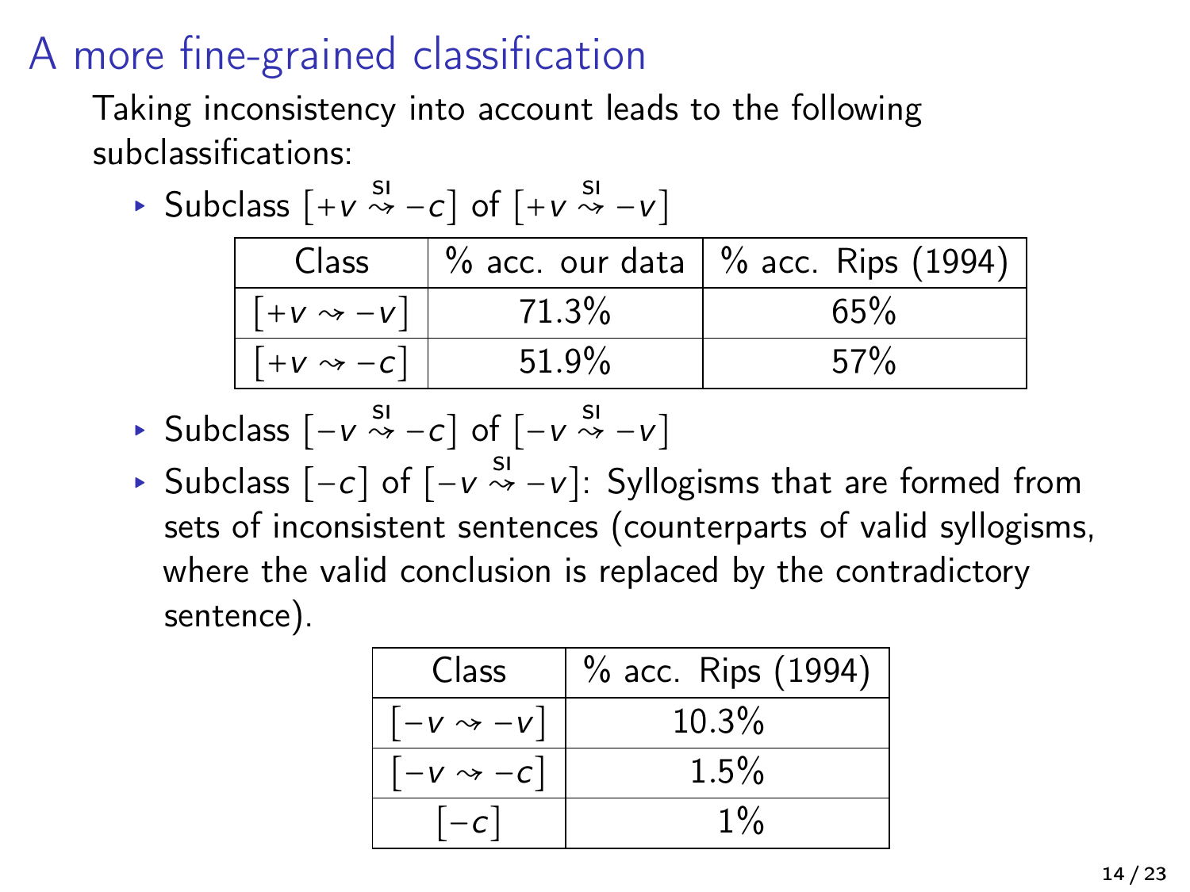# A more fine-grained classification

Taking inconsistency into account leads to the following subclassifications:

- Subclass $[+v \overset{\text{SI}}{\rightsquigarrow} -c]$ of $[+v \overset{\text{SI}}{\rightsquigarrow} -v]$

| Class | % acc. our data | % acc. Rips (1994) |
|---|---|---|
| $[+v \rightsquigarrow -v]$ | 71.3% | 65% |
| $[+v \rightsquigarrow -c]$ | 51.9% | 57% |

- Subclass $[-v \overset{\text{SI}}{\rightsquigarrow} -c]$ of $[-v \overset{\text{SI}}{\rightsquigarrow} -v]$
- Subclass $[-c]$ of $[-v \overset{\text{SI}}{\rightsquigarrow} -v]$: Syllogisms that are formed from sets of inconsistent sentences (counterparts of valid syllogisms, where the valid conclusion is replaced by the contradictory sentence).

| Class | % acc. Rips (1994) |
|---|---|
| $[-v \rightsquigarrow -v]$ | 10.3% |
| $[-v \rightsquigarrow -c]$ | 1.5% |
| $[-c]$ | 1% |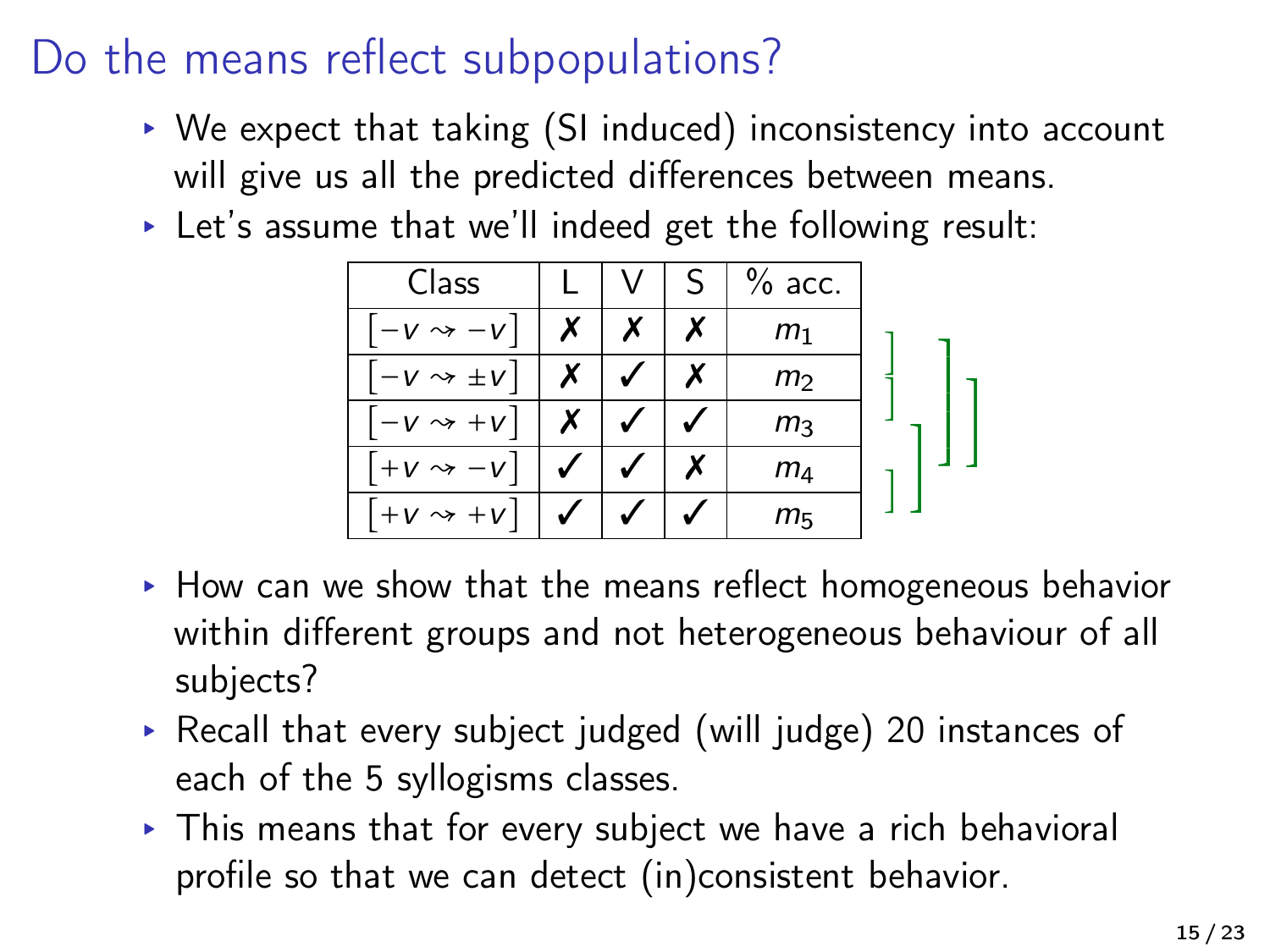# Do the means reflect subpopulations?

- We expect that taking (SI induced) inconsistency into account will give us all the predicted differences between means.
- Let's assume that we'll indeed get the following result:

| Class | L | V | S | % acc. |
|---|---|---|---|---|
| $[-v \rightsquigarrow -v]$ | ✗ | ✗ | ✗ | $m_1$ |
| $[-v \rightsquigarrow \pm v]$ | ✗ | ✓ | ✗ | $m_2$ |
| $[-v \rightsquigarrow +v]$ | ✗ | ✓ | ✓ | $m_3$ |
| $[+v \rightsquigarrow -v]$ | ✓ | ✓ | ✗ | $m_4$ |
| $[+v \rightsquigarrow +v]$ | ✓ | ✓ | ✓ | $m_5$ |

- How can we show that the means reflect homogeneous behavior within different groups and not heterogeneous behaviour of all subjects?
- Recall that every subject judged (will judge) 20 instances of each of the 5 syllogisms classes.
- This means that for every subject we have a rich behavioral profile so that we can detect (in)consistent behavior.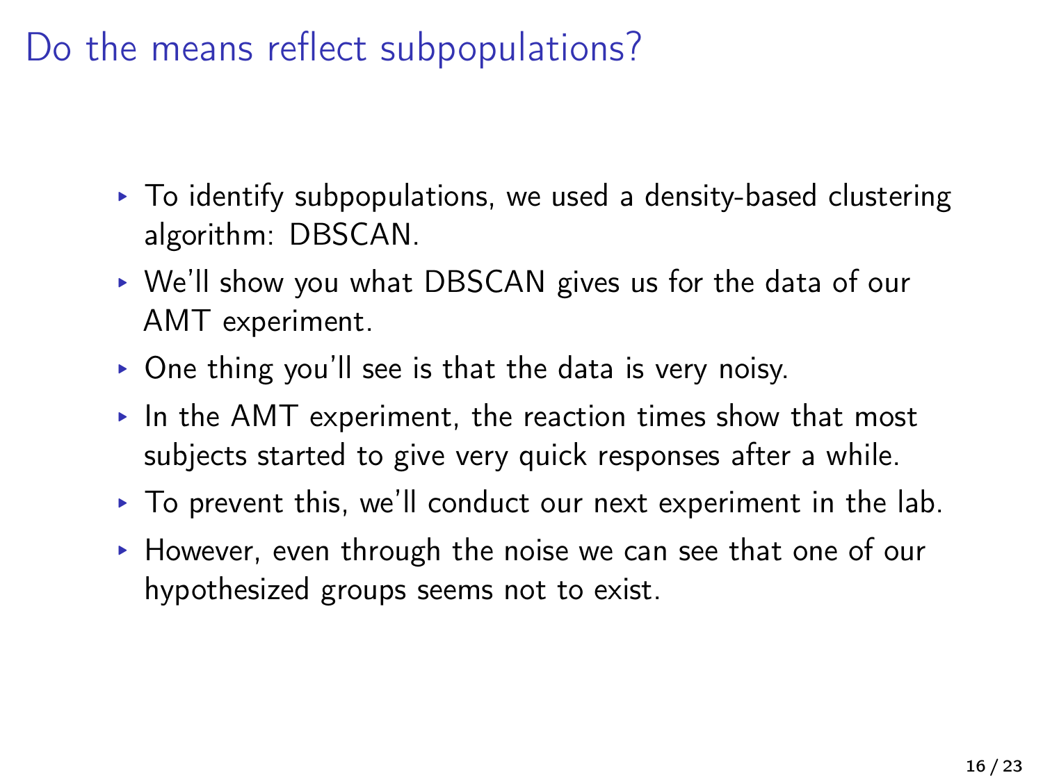# Do the means reflect subpopulations?

- To identify subpopulations, we used a density-based clustering algorithm: DBSCAN.
- We'll show you what DBSCAN gives us for the data of our AMT experiment.
- One thing you'll see is that the data is very noisy.
- In the AMT experiment, the reaction times show that most subjects started to give very quick responses after a while.
- To prevent this, we'll conduct our next experiment in the lab.
- However, even through the noise we can see that one of our hypothesized groups seems not to exist.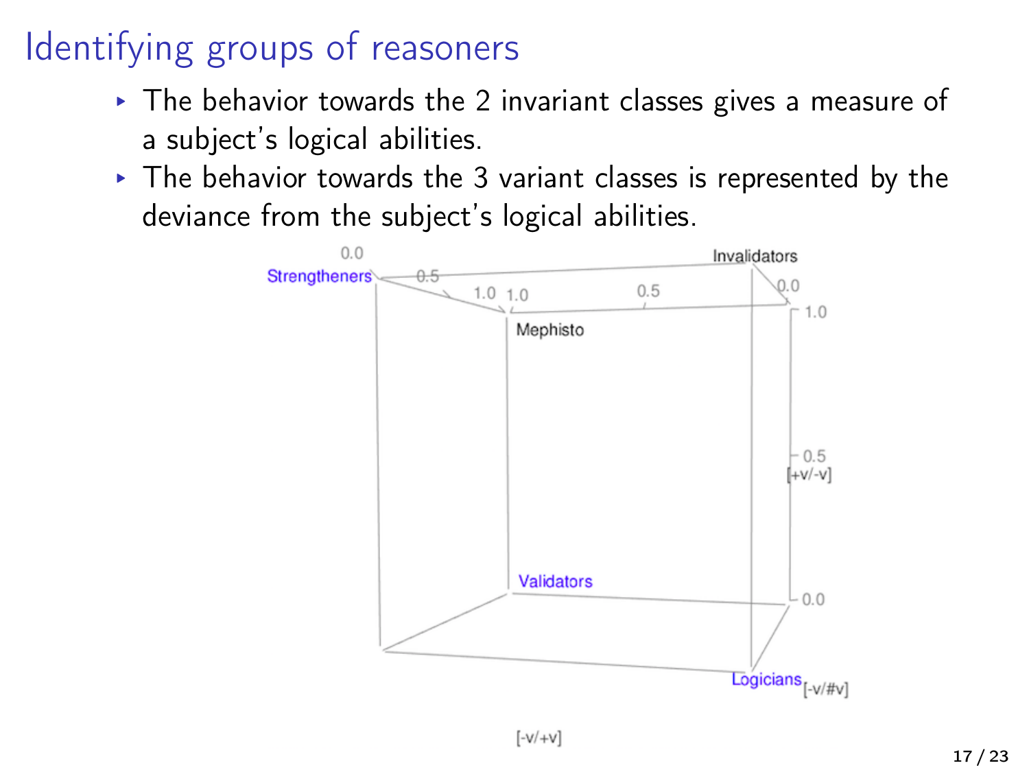# Identifying groups of reasoners

- The behavior towards the 2 invariant classes gives a measure of a subject's logical abilities.
- The behavior towards the 3 variant classes is represented by the deviance from the subject's logical abilities.

0.0 Strengtheners 0.5 1.0 1.0 Mephisto 0.5 Invalidators 0.0 1.0 0.5 [+v/-v] 0.0 Validators Logicians [-v/#v] [-v/+v]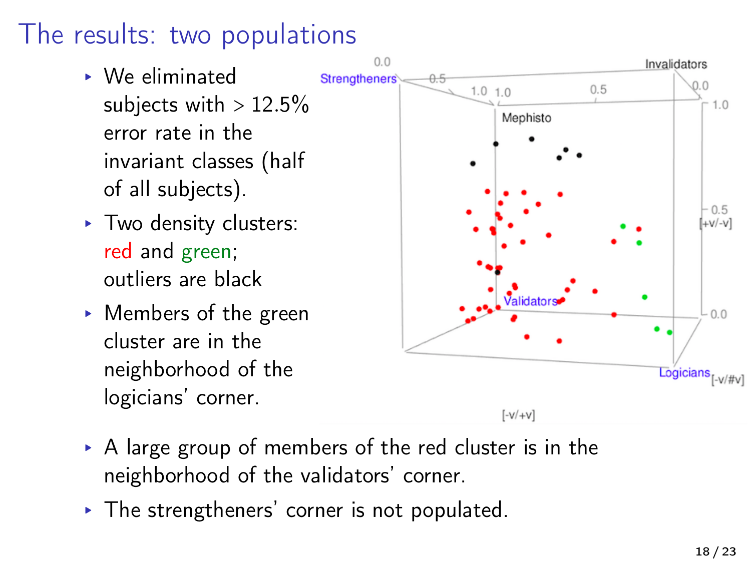# The results: two populations

- We eliminated subjects with > 12.5% error rate in the invariant classes (half of all subjects).
- Two density clusters: red and green; outliers are black
- Members of the green cluster are in the neighborhood of the logicians' corner.
- A large group of members of the red cluster is in the neighborhood of the validators' corner.
- The strengtheners' corner is not populated.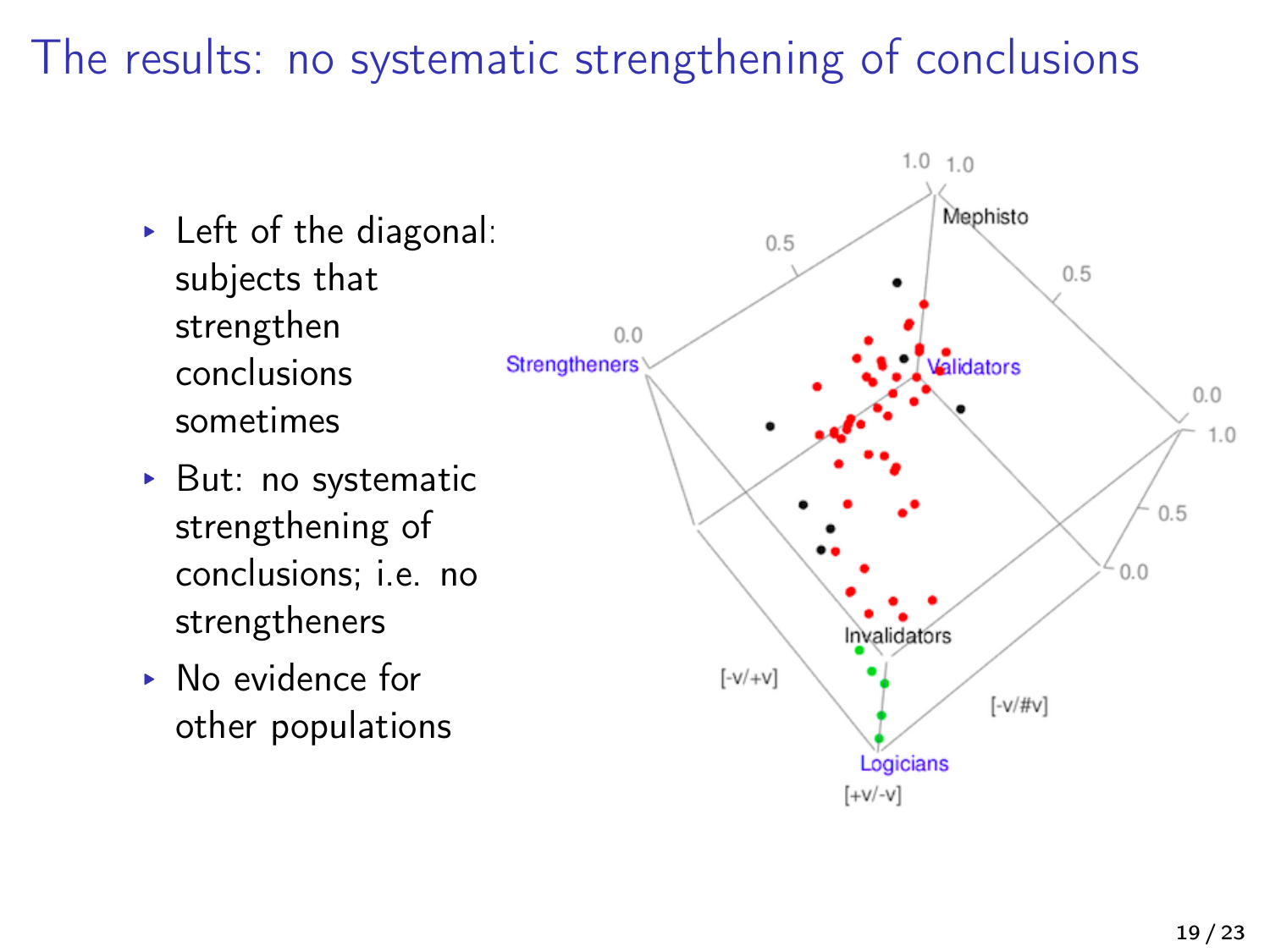# The results: no systematic strengthening of conclusions

- Left of the diagonal: subjects that strengthen conclusions sometimes
- But: no systematic strengthening of conclusions; i.e. no strengtheners
- No evidence for other populations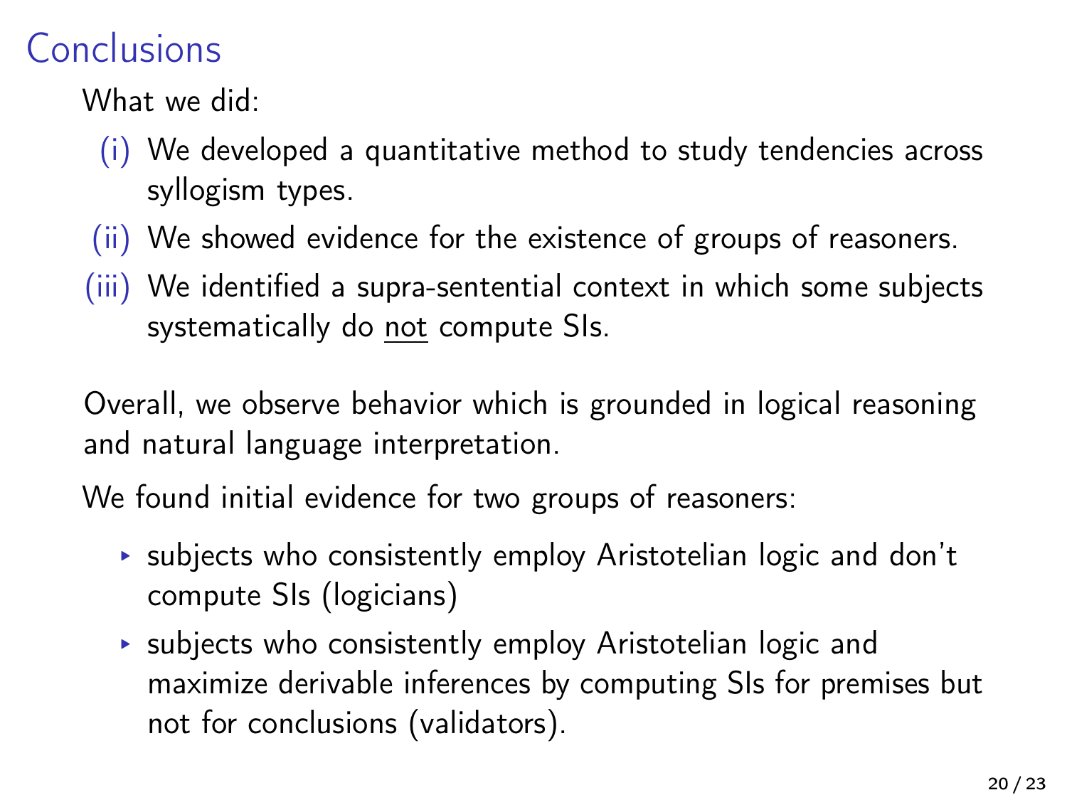# Conclusions

What we did:

(i) We developed a quantitative method to study tendencies across syllogism types.
(ii) We showed evidence for the existence of groups of reasoners.
(iii) We identified a supra-sentential context in which some subjects systematically do <u>not</u> compute SIs.

Overall, we observe behavior which is grounded in logical reasoning and natural language interpretation.

We found initial evidence for two groups of reasoners:

- subjects who consistently employ Aristotelian logic and don't compute SIs (logicians)
- subjects who consistently employ Aristotelian logic and maximize derivable inferences by computing SIs for premises but not for conclusions (validators).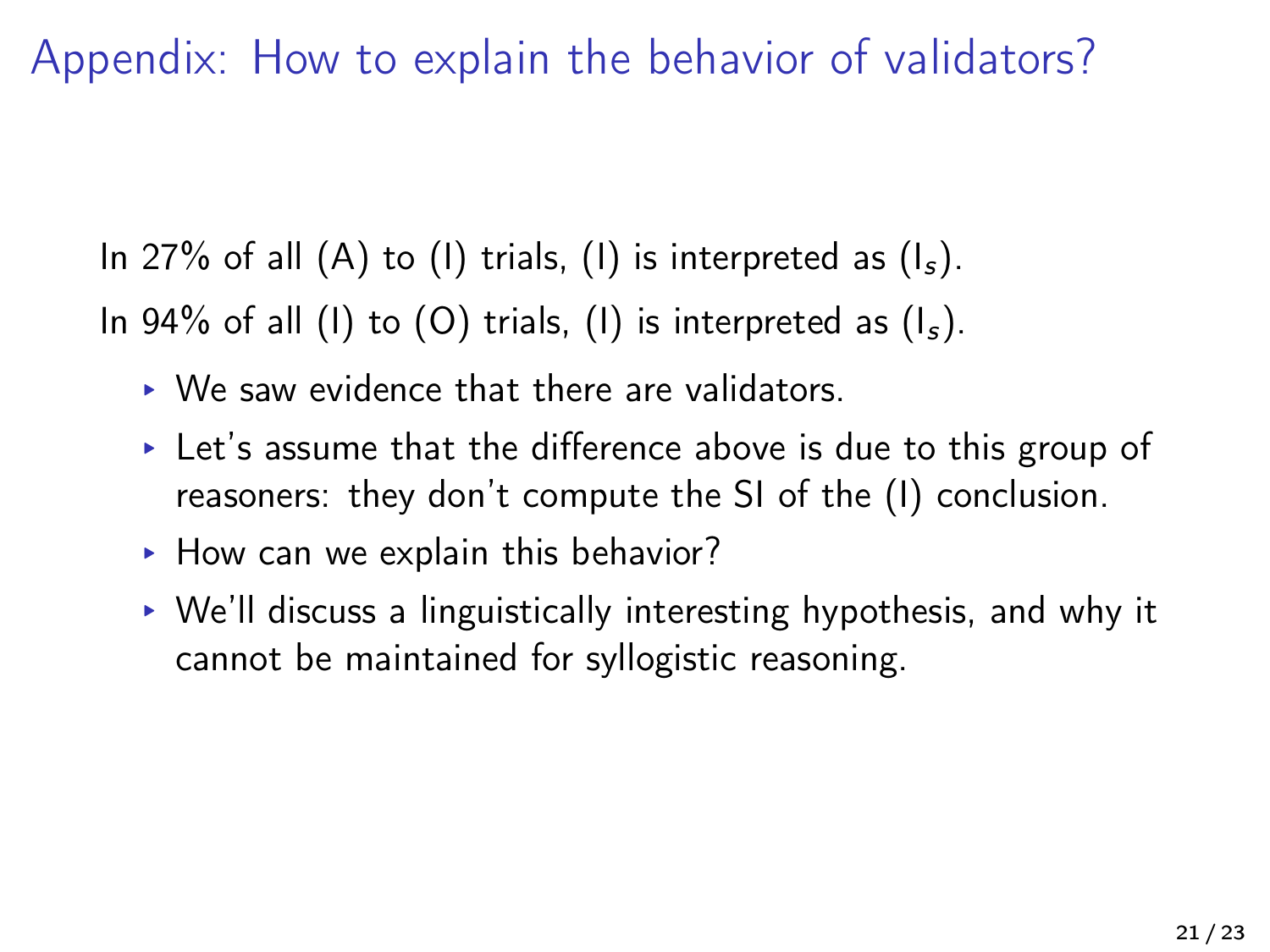# Appendix: How to explain the behavior of validators?

In 27% of all (A) to (I) trials, (I) is interpreted as ($I_s$).

In 94% of all (I) to (O) trials, (I) is interpreted as ($I_s$).

- We saw evidence that there are validators.
- Let's assume that the difference above is due to this group of reasoners: they don't compute the SI of the (I) conclusion.
- How can we explain this behavior?
- We'll discuss a linguistically interesting hypothesis, and why it cannot be maintained for syllogistic reasoning.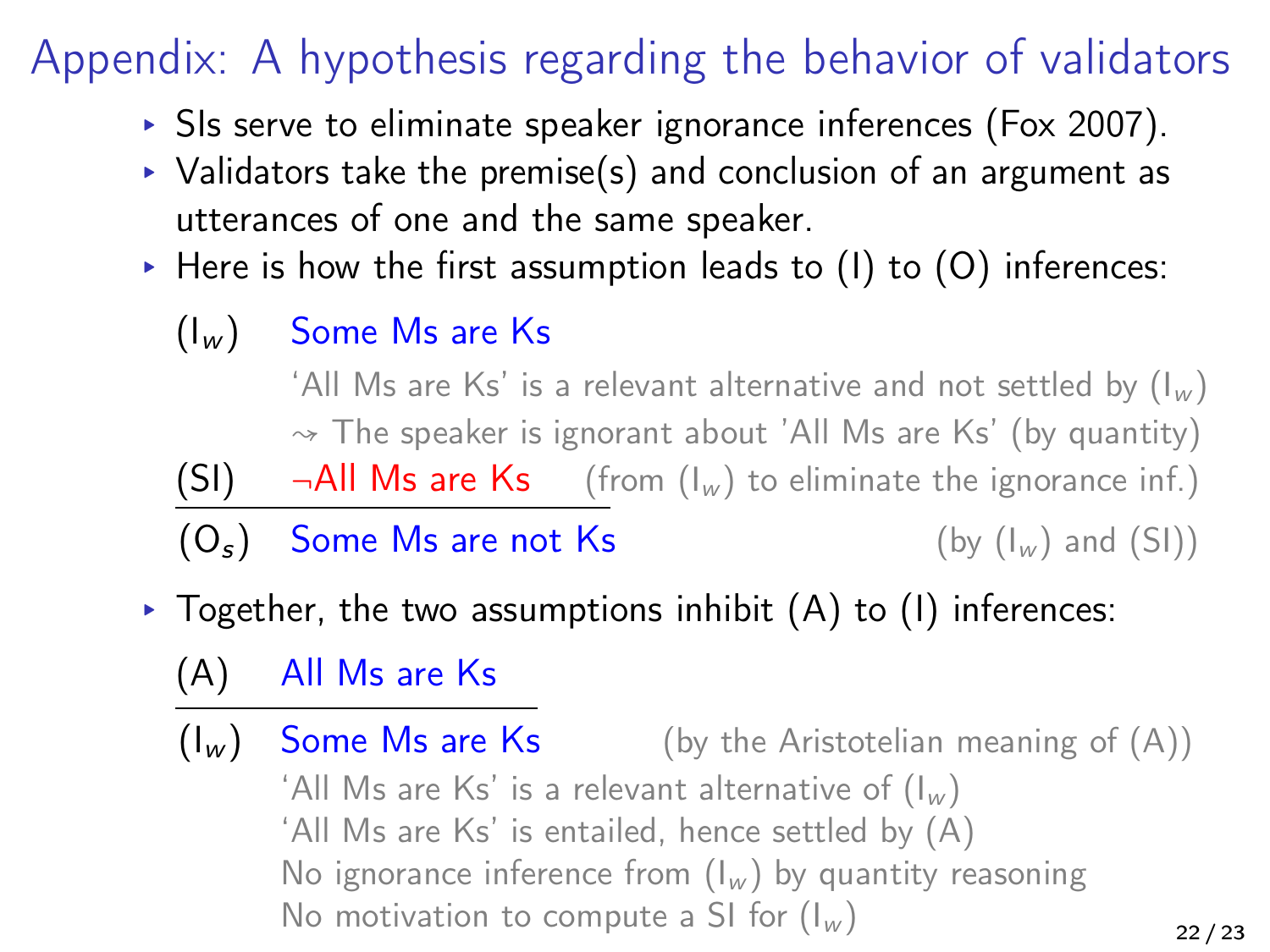# Appendix: A hypothesis regarding the behavior of validators

- SIs serve to eliminate speaker ignorance inferences (Fox 2007).
- Validators take the premise(s) and conclusion of an argument as utterances of one and the same speaker.
- Here is how the first assumption leads to (I) to (O) inferences:

($I_w$) Some Ms are Ks

'All Ms are Ks' is a relevant alternative and not settled by ($I_w$)

$\rightsquigarrow$ The speaker is ignorant about 'All Ms are Ks' (by quantity)

(SI) $\neg$All Ms are Ks (from ($I_w$) to eliminate the ignorance inf.)

---

($O_s$) Some Ms are not Ks (by ($I_w$) and (SI))

- Together, the two assumptions inhibit (A) to (I) inferences:

(A) All Ms are Ks

---

($I_w$) Some Ms are Ks (by the Aristotelian meaning of (A))

'All Ms are Ks' is a relevant alternative of ($I_w$)

'All Ms are Ks' is entailed, hence settled by (A)

No ignorance inference from ($I_w$) by quantity reasoning

No motivation to compute a SI for ($I_w$)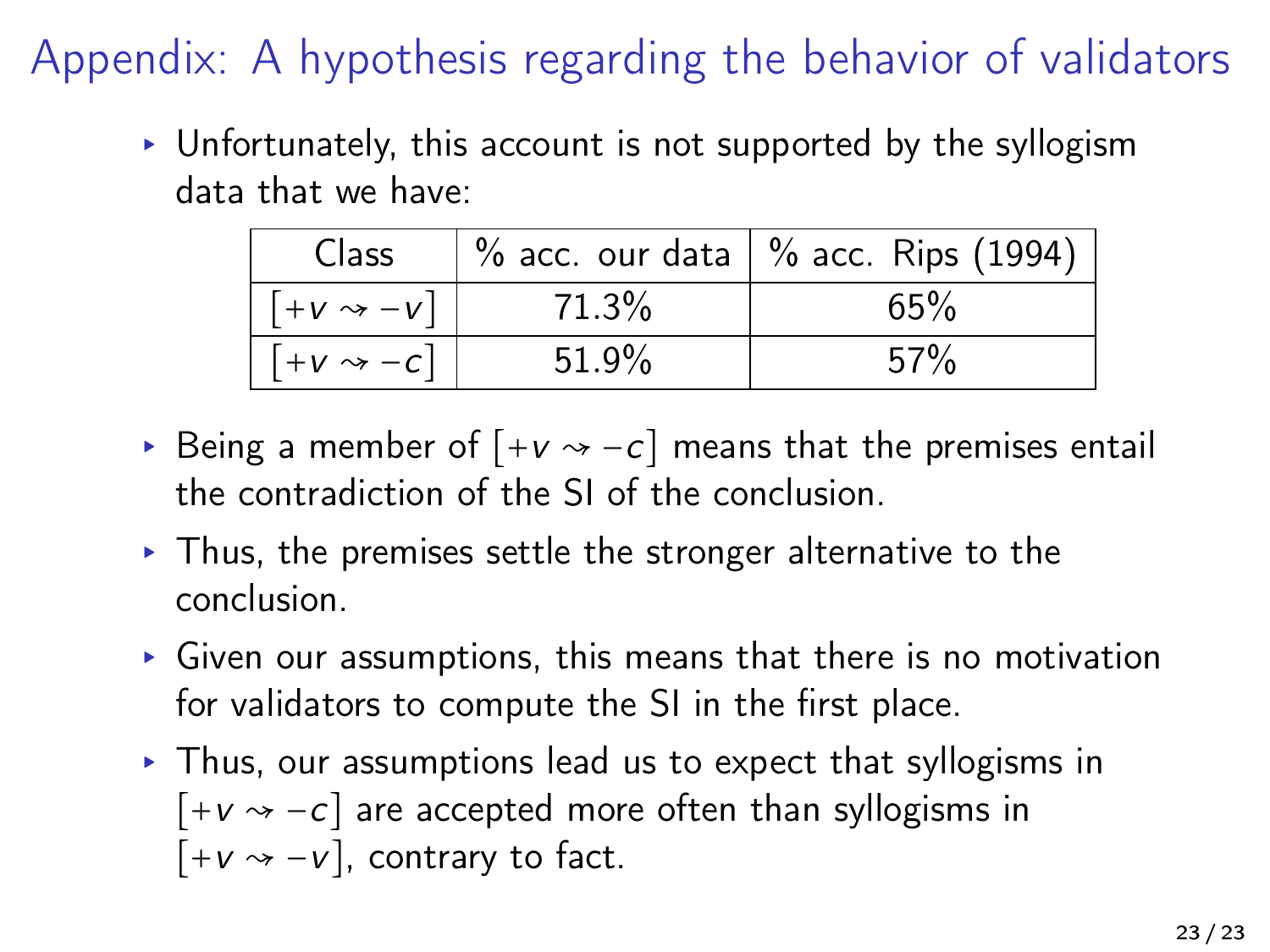# Appendix: A hypothesis regarding the behavior of validators

- Unfortunately, this account is not supported by the syllogism data that we have:

| Class | % acc. our data | % acc. Rips (1994) |
|---|---|---|
| $[+v \rightsquigarrow -v]$ | 71.3% | 65% |
| $[+v \rightsquigarrow -c]$ | 51.9% | 57% |

- Being a member of $[+v \rightsquigarrow -c]$ means that the premises entail the contradiction of the SI of the conclusion.
- Thus, the premises settle the stronger alternative to the conclusion.
- Given our assumptions, this means that there is no motivation for validators to compute the SI in the first place.
- Thus, our assumptions lead us to expect that syllogisms in $[+v \rightsquigarrow -c]$ are accepted more often than syllogisms in $[+v \rightsquigarrow -v]$, contrary to fact.